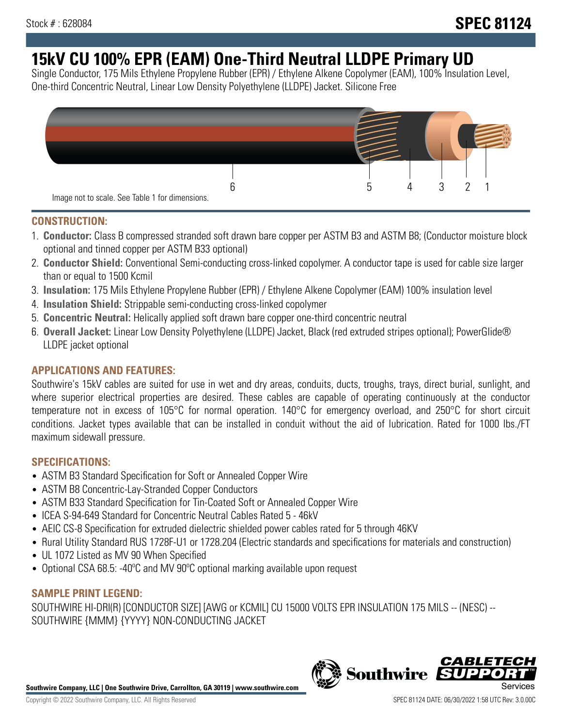Stock # : 628084

**SPEC 81124**

# 15kV CU 100% EPR (EAM) One-Third Neutral LLDPE Primary UD

Single Conductor, 175 Mils Ethylene Propylene Rubber (EPR) / Ethylene Alkene Copolymer (EAM), 100% Insulation Level, One-third Concentric Neutral, Linear Low Density Polyethylene (LLDPE) Jacket. Silicone Free

6 5 4 3 2 1

Image not to scale. See Table 1 for dimensions.

## CONSTRUCTION:

1. **Conductor:** Class B compressed stranded soft drawn bare copper per ASTM B3 and ASTM B8; (Conductor moisture block optional and tinned copper per ASTM B33 optional)
2. **Conductor Shield:** Conventional Semi-conducting cross-linked copolymer. A conductor tape is used for cable size larger than or equal to 1500 Kcmil
3. **Insulation:** 175 Mils Ethylene Propylene Rubber (EPR) / Ethylene Alkene Copolymer (EAM) 100% insulation level
4. **Insulation Shield:** Strippable semi-conducting cross-linked copolymer
5. **Concentric Neutral:** Helically applied soft drawn bare copper one-third concentric neutral
6. **Overall Jacket:** Linear Low Density Polyethylene (LLDPE) Jacket, Black (red extruded stripes optional); PowerGlide® LLDPE jacket optional

## APPLICATIONS AND FEATURES:

Southwire's 15kV cables are suited for use in wet and dry areas, conduits, ducts, troughs, trays, direct burial, sunlight, and where superior electrical properties are desired. These cables are capable of operating continuously at the conductor temperature not in excess of 105°C for normal operation. 140°C for emergency overload, and 250°C for short circuit conditions. Jacket types available that can be installed in conduit without the aid of lubrication. Rated for 1000 lbs./FT maximum sidewall pressure.

## SPECIFICATIONS:

- ASTM B3 Standard Specification for Soft or Annealed Copper Wire
- ASTM B8 Concentric-Lay-Stranded Copper Conductors
- ASTM B33 Standard Specification for Tin-Coated Soft or Annealed Copper Wire
- ICEA S-94-649 Standard for Concentric Neutral Cables Rated 5 - 46kV
- AEIC CS-8 Specification for extruded dielectric shielded power cables rated for 5 through 46KV
- Rural Utility Standard RUS 1728F-U1 or 1728.204 (Electric standards and specifications for materials and construction)
- UL 1072 Listed as MV 90 When Specified
- Optional CSA 68.5: -40ºC and MV 90ºC optional marking available upon request

## SAMPLE PRINT LEGEND:

SOUTHWIRE HI-DRI(R) [CONDUCTOR SIZE] [AWG or KCMIL] CU 15000 VOLTS EPR INSULATION 175 MILS -- (NESC) -- SOUTHWIRE {MMM} {YYYY} NON-CONDUCTING JACKET

**Southwire Company, LLC | One Southwire Drive, Carrollton, GA 30119 | www.southwire.com**

Copyright © 2022 Southwire Company, LLC. All Rights Reserved

SPEC 81124 DATE: 06/30/2022 1:58 UTC Rev: 3.0.00C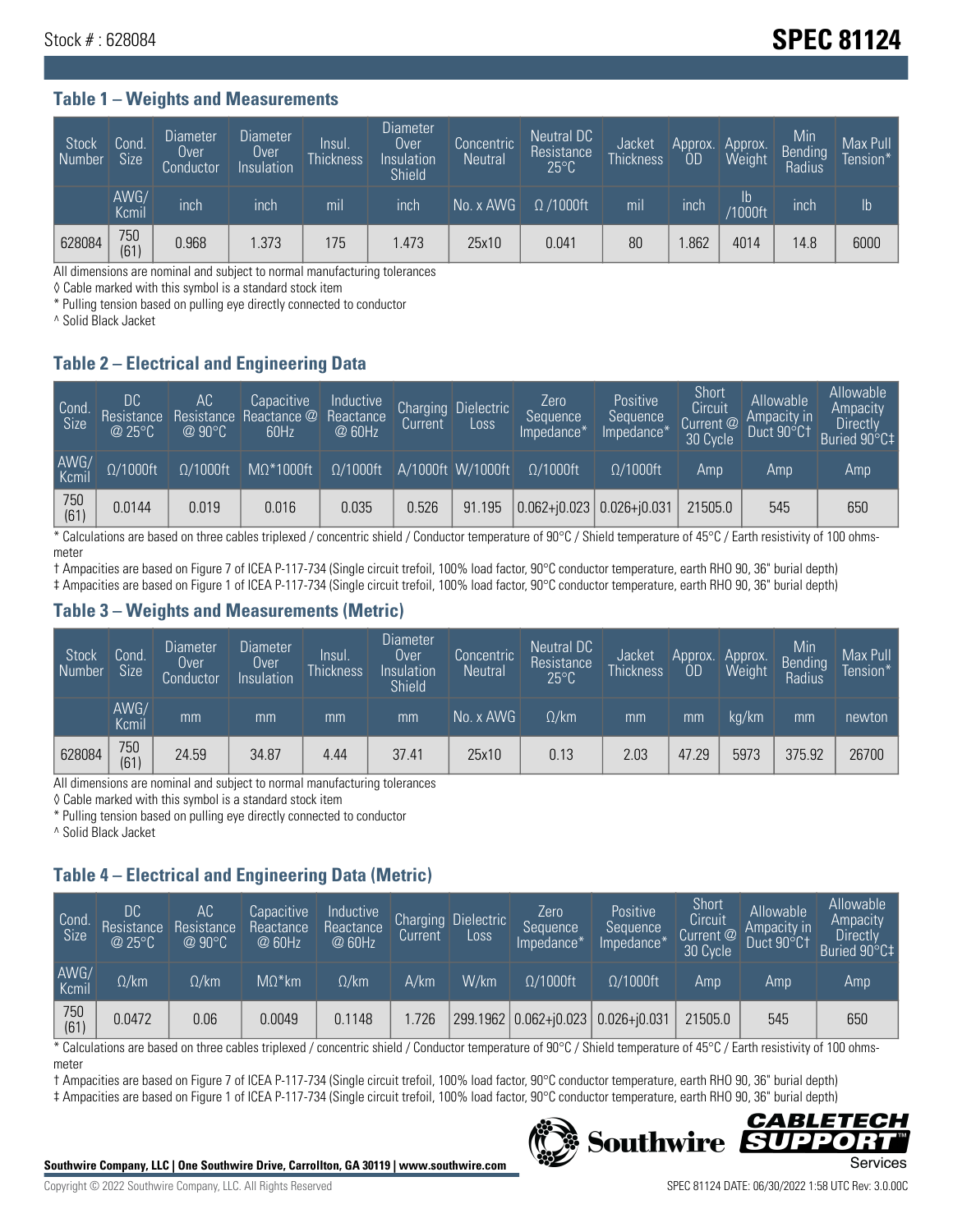Stock # : 628084

# SPEC 81124

## Table 1 – Weights and Measurements

| Stock Number | Cond. Size | Diameter Over Conductor | Diameter Over Insulation | Insul. Thickness | Diameter Over Insulation Shield | Concentric Neutral | Neutral DC Resistance 25°C | Jacket Thickness | Approx. OD | Approx. Weight | Min Bending Radius | Max Pull Tension* |
|---|---|---|---|---|---|---|---|---|---|---|---|---|
| | AWG/ Kcmil | inch | inch | mil | inch | No. x AWG | Ω /1000ft | mil | inch | lb /1000ft | inch | lb |
| 628084 | 750 (61) | 0.968 | 1.373 | 175 | 1.473 | 25x10 | 0.041 | 80 | 1.862 | 4014 | 14.8 | 6000 |

All dimensions are nominal and subject to normal manufacturing tolerances

◊ Cable marked with this symbol is a standard stock item

* Pulling tension based on pulling eye directly connected to conductor

^ Solid Black Jacket

## Table 2 – Electrical and Engineering Data

| Cond. Size | DC Resistance @ 25°C | AC Resistance @ 90°C | Capacitive Reactance @ 60Hz | Inductive Reactance @ 60Hz | Charging Current | Dielectric Loss | Zero Sequence Impedance* | Positive Sequence Impedance* | Short Circuit Current @ 30 Cycle | Allowable Ampacity in Duct 90°C† | Allowable Ampacity Directly Buried 90°C‡ |
|---|---|---|---|---|---|---|---|---|---|---|---|
| AWG/ Kcmil | Ω/1000ft | Ω/1000ft | MΩ*1000ft | Ω/1000ft | A/1000ft | W/1000ft | Ω/1000ft | Ω/1000ft | Amp | Amp | Amp |
| 750 (61) | 0.0144 | 0.019 | 0.016 | 0.035 | 0.526 | 91.195 | 0.062+j0.023 | 0.026+j0.031 | 21505.0 | 545 | 650 |

* Calculations are based on three cables triplexed / concentric shield / Conductor temperature of 90°C / Shield temperature of 45°C / Earth resistivity of 100 ohms-meter

† Ampacities are based on Figure 7 of ICEA P-117-734 (Single circuit trefoil, 100% load factor, 90°C conductor temperature, earth RHO 90, 36" burial depth)

‡ Ampacities are based on Figure 1 of ICEA P-117-734 (Single circuit trefoil, 100% load factor, 90°C conductor temperature, earth RHO 90, 36" burial depth)

## Table 3 – Weights and Measurements (Metric)

| Stock Number | Cond. Size | Diameter Over Conductor | Diameter Over Insulation | Insul. Thickness | Diameter Over Insulation Shield | Concentric Neutral | Neutral DC Resistance 25°C | Jacket Thickness | Approx. OD | Approx. Weight | Min Bending Radius | Max Pull Tension* |
|---|---|---|---|---|---|---|---|---|---|---|---|---|
| | AWG/ Kcmil | mm | mm | mm | mm | No. x AWG | Ω/km | mm | mm | kg/km | mm | newton |
| 628084 | 750 (61) | 24.59 | 34.87 | 4.44 | 37.41 | 25x10 | 0.13 | 2.03 | 47.29 | 5973 | 375.92 | 26700 |

All dimensions are nominal and subject to normal manufacturing tolerances

◊ Cable marked with this symbol is a standard stock item

* Pulling tension based on pulling eye directly connected to conductor

^ Solid Black Jacket

## Table 4 – Electrical and Engineering Data (Metric)

| Cond. Size | DC Resistance @ 25°C | AC Resistance @ 90°C | Capacitive Reactance @ 60Hz | Inductive Reactance @ 60Hz | Charging Current | Dielectric Loss | Zero Sequence Impedance* | Positive Sequence Impedance* | Short Circuit Current @ 30 Cycle | Allowable Ampacity in Duct 90°C† | Allowable Ampacity Directly Buried 90°C‡ |
|---|---|---|---|---|---|---|---|---|---|---|---|
| AWG/ Kcmil | Ω/km | Ω/km | MΩ*km | Ω/km | A/km | W/km | Ω/1000ft | Ω/1000ft | Amp | Amp | Amp |
| 750 (61) | 0.0472 | 0.06 | 0.0049 | 0.1148 | 1.726 | 299.1962 | 0.062+j0.023 | 0.026+j0.031 | 21505.0 | 545 | 650 |

* Calculations are based on three cables triplexed / concentric shield / Conductor temperature of 90°C / Shield temperature of 45°C / Earth resistivity of 100 ohms-meter

† Ampacities are based on Figure 7 of ICEA P-117-734 (Single circuit trefoil, 100% load factor, 90°C conductor temperature, earth RHO 90, 36" burial depth)

‡ Ampacities are based on Figure 1 of ICEA P-117-734 (Single circuit trefoil, 100% load factor, 90°C conductor temperature, earth RHO 90, 36" burial depth)

**Southwire Company, LLC | One Southwire Drive, Carrollton, GA 30119 | www.southwire.com**

Copyright © 2022 Southwire Company, LLC. All Rights Reserved

SPEC 81124 DATE: 06/30/2022 1:58 UTC Rev: 3.0.00C